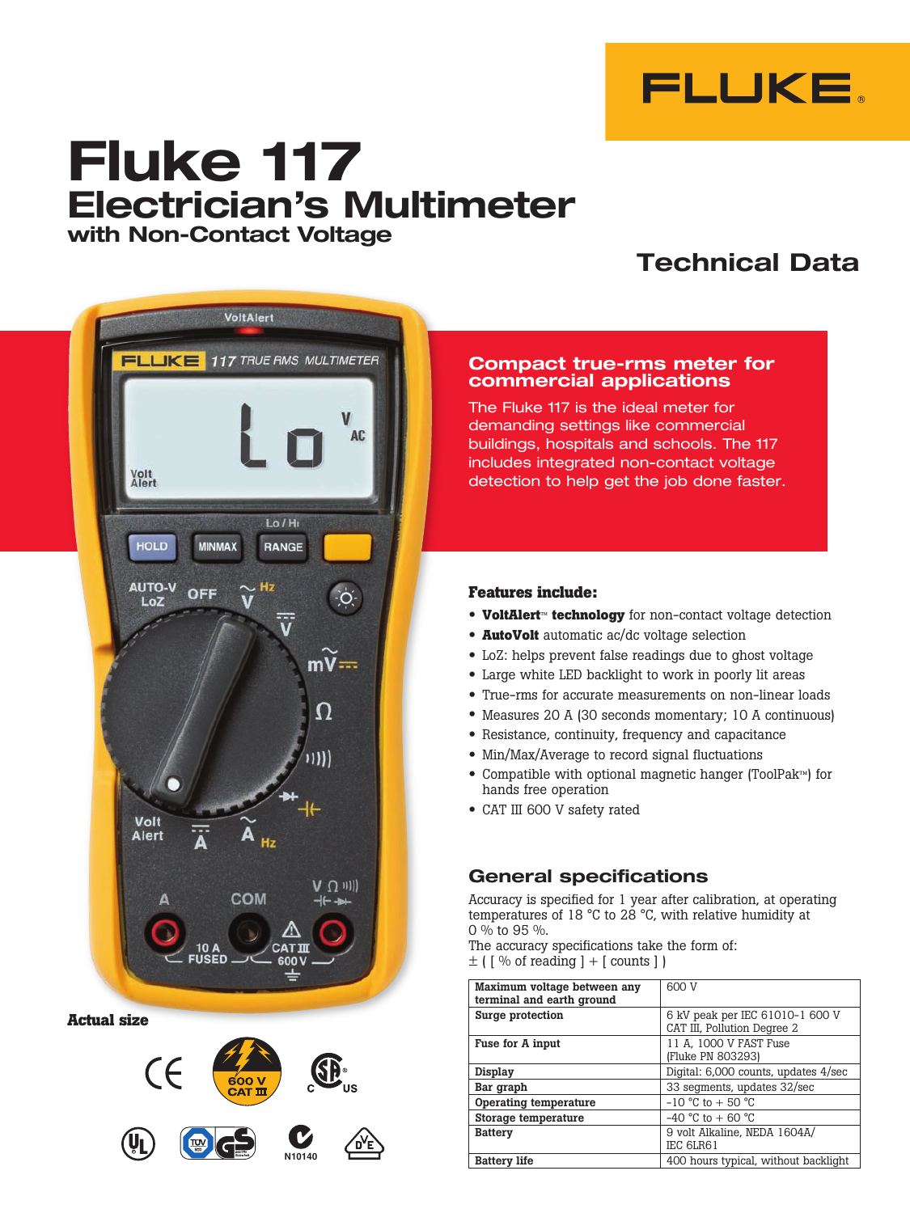# Fluke 117

## Electrician's Multimeter

### with Non-Contact Voltage

## Technical Data

Actual size

### Compact true-rms meter for commercial applications

The Fluke 117 is the ideal meter for demanding settings like commercial buildings, hospitals and schools. The 117 includes integrated non-contact voltage detection to help get the job done faster.

### Features include:

- **VoltAlert™ technology** for non-contact voltage detection
- **AutoVolt** automatic ac/dc voltage selection
- LoZ: helps prevent false readings due to ghost voltage
- Large white LED backlight to work in poorly lit areas
- True-rms for accurate measurements on non-linear loads
- Measures 20 A (30 seconds momentary; 10 A continuous)
- Resistance, continuity, frequency and capacitance
- Min/Max/Average to record signal fluctuations
- Compatible with optional magnetic hanger (ToolPak™) for hands free operation
- CAT III 600 V safety rated

## General specifications

Accuracy is specified for 1 year after calibration, at operating temperatures of 18 °C to 28 °C, with relative humidity at 0 % to 95 %.
The accuracy specifications take the form of: ± ( [ % of reading ] + [ counts ] )

| | |
|---|---|
| **Maximum voltage between any terminal and earth ground** | 600 V |
| **Surge protection** | 6 kV peak per IEC 61010-1 600 V CAT III, Pollution Degree 2 |
| **Fuse for A input** | 11 A, 1000 V FAST Fuse (Fluke PN 803293) |
| **Display** | Digital: 6,000 counts, updates 4/sec |
| **Bar graph** | 33 segments, updates 32/sec |
| **Operating temperature** | -10 °C to + 50 °C |
| **Storage temperature** | -40 °C to + 60 °C |
| **Battery** | 9 volt Alkaline, NEDA 1604A/ IEC 6LR61 |
| **Battery life** | 400 hours typical, without backlight |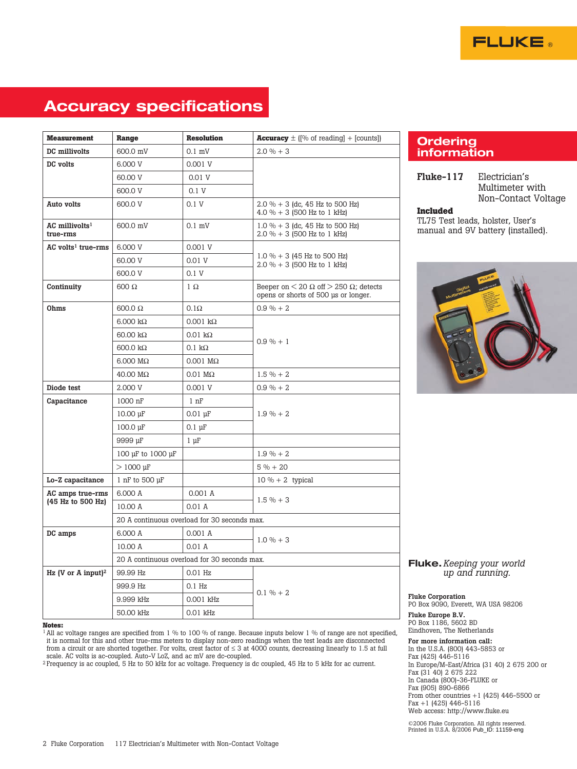# Accuracy specifications

| Measurement | Range | Resolution | Accuracy ± ([% of reading] + [counts]) |
|---|---|---|---|
| DC millivolts | 600.0 mV | 0.1 mV | 2.0 % + 3 |
| DC volts | 6.000 V | 0.001 V | |
| | 60.00 V | 0.01 V | |
| | 600.0 V | 0.1 V | |
| Auto volts | 600.0 V | 0.1 V | 2.0 % + 3 (dc, 45 Hz to 500 Hz) 4.0 % + 3 (500 Hz to 1 kHz) |
| AC millivolts[1] true-rms | 600.0 mV | 0.1 mV | 1.0 % + 3 (dc, 45 Hz to 500 Hz) 2.0 % + 3 (500 Hz to 1 kHz) |
| AC volts[1] true-rms | 6.000 V | 0.001 V | 1.0 % + 3 (45 Hz to 500 Hz) 2.0 % + 3 (500 Hz to 1 kHz) |
| | 60.00 V | 0.01 V | |
| | 600.0 V | 0.1 V | |
| Continuity | 600 Ω | 1 Ω | Beeper on < 20 Ω off > 250 Ω; detects opens or shorts of 500 µs or longer. |
| Ohms | 600.0 Ω | 0.1Ω | 0.9 % + 2 |
| | 6.000 kΩ | 0.001 kΩ | 0.9 % + 1 |
| | 60.00 kΩ | 0.01 kΩ | |
| | 600.0 kΩ | 0.1 kΩ | |
| | 6.000 MΩ | 0.001 MΩ | |
| | 40.00 MΩ | 0.01 MΩ | 1.5 % + 2 |
| Diode test | 2.000 V | 0.001 V | 0.9 % + 2 |
| Capacitance | 1000 nF | 1 nF | 1.9 % + 2 |
| | 10.00 µF | 0.01 µF | |
| | 100.0 µF | 0.1 µF | |
| | 9999 µF | 1 µF | |
| | 100 µF to 1000 µF | | 1.9 % + 2 |
| | > 1000 µF | | 5 % + 20 |
| Lo-Z capacitance | 1 nF to 500 µF | | 10 % + 2 typical |
| AC amps true-rms (45 Hz to 500 Hz) | 6.000 A | 0.001 A | 1.5 % + 3 |
| | 10.00 A | 0.01 A | |
| | 20 A continuous overload for 30 seconds max. | | |
| DC amps | 6.000 A | 0.001 A | 1.0 % + 3 |
| | 10.00 A | 0.01 A | |
| | 20 A continuous overload for 30 seconds max. | | |
| Hz (V or A input)[2] | 99.99 Hz | 0.01 Hz | 0.1 % + 2 |
| | 999.9 Hz | 0.1 Hz | |
| | 9.999 kHz | 0.001 kHz | |
| | 50.00 kHz | 0.01 kHz | |

**Notes:**

[1] All ac voltage ranges are specified from 1 % to 100 % of range. Because inputs below 1 % of range are not specified, it is normal for this and other true-rms meters to display non-zero readings when the test leads are disconnected from a circuit or are shorted together. For volts, crest factor of ≤ 3 at 4000 counts, decreasing linearly to 1.5 at full scale. AC volts is ac-coupled. Auto-V LoZ, and ac mV are dc-coupled.

[2] Frequency is ac coupled, 5 Hz to 50 kHz for ac voltage. Frequency is dc coupled, 45 Hz to 5 kHz for ac current.

## Ordering information

**Fluke-117** Electrician's Multimeter with Non-Contact Voltage

**Included**
TL75 Test leads, holster, User's manual and 9V battery (installed).

**Fluke.** *Keeping your world up and running.*

**Fluke Corporation**
PO Box 9090, Everett, WA USA 98206

**Fluke Europe B.V.**
PO Box 1186, 5602 BD
Eindhoven, The Netherlands

**For more information call:**
In the U.S.A. (800) 443-5853 or
Fax (425) 446-5116
In Europe/M-East/Africa (31 40) 2 675 200 or
Fax (31 40) 2 675 222
In Canada (800)-36-FLUKE or
Fax (905) 890-6866
From other countries +1 (425) 446-5500 or
Fax +1 (425) 446-5116
Web access: http://www.fluke.eu

©2006 Fluke Corporation. All rights reserved.
Printed in U.S.A. 8/2006 Pub_ID: 11159-eng